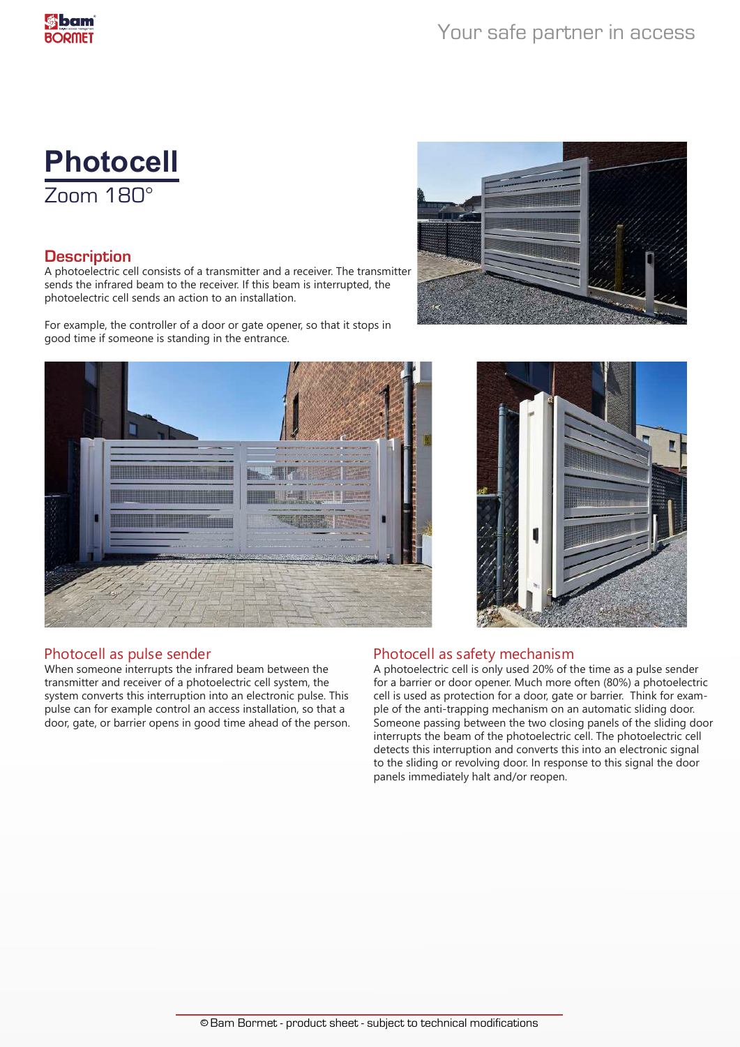# Photocell

## Zoom 180°

### Description

A photoelectric cell consists of a transmitter and a receiver. The transmitter sends the infrared beam to the receiver. If this beam is interrupted, the photoelectric cell sends an action to an installation.

For example, the controller of a door or gate opener, so that it stops in good time if someone is standing in the entrance.

### Photocell as pulse sender

When someone interrupts the infrared beam between the transmitter and receiver of a photoelectric cell system, the system converts this interruption into an electronic pulse. This pulse can for example control an access installation, so that a door, gate, or barrier opens in good time ahead of the person.

### Photocell as safety mechanism

A photoelectric cell is only used 20% of the time as a pulse sender for a barrier or door opener. Much more often (80%) a photoelectric cell is used as protection for a door, gate or barrier. Think for example of the anti-trapping mechanism on an automatic sliding door. Someone passing between the two closing panels of the sliding door interrupts the beam of the photoelectric cell. The photoelectric cell detects this interruption and converts this into an electronic signal to the sliding or revolving door. In response to this signal the door panels immediately halt and/or reopen.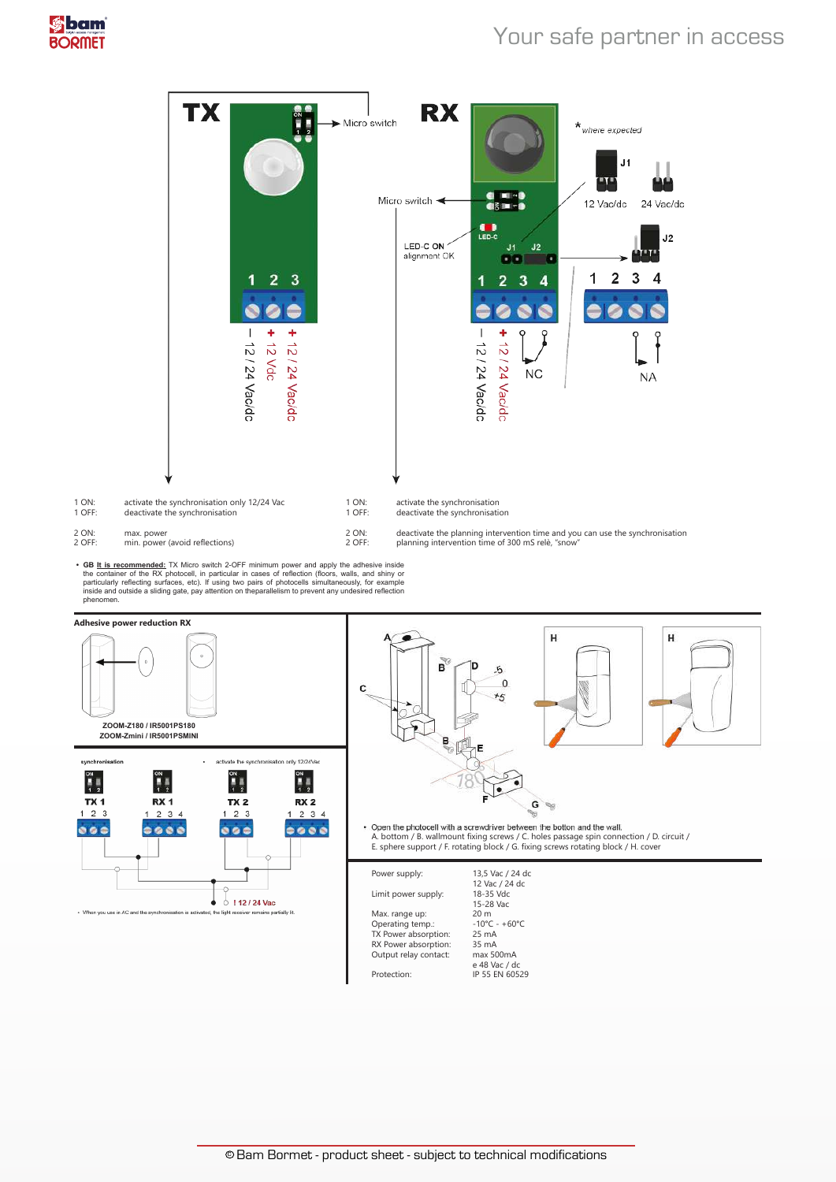TX

Micro switch

1 2 3

– 12 / 24 Vac/dc
+ 12 Vdc
+ 12 / 24 Vac/dc

RX

Micro switch

LED-C ON alignment OK

1 2 3 4

– 12 / 24 Vac/dc
+ 12 / 24 Vac/dc
NC

*where expected

J1

12 Vac/dc

24 Vac/dc

J2

1 2 3 4

NA

| | |
|---|---|
| 1 ON: | activate the synchronisation only 12/24 Vac |
| 1 OFF: | deactivate the synchronisation |
| 2 ON: | max. power |
| 2 OFF: | min. power (avoid reflections) |

| | |
|---|---|
| 1 ON: | activate the synchronisation |
| 1 OFF: | deactivate the synchronisation |
| 2 ON: | deactivate the planning intervention time and you can use the synchronisation |
| 2 OFF: | planning intervention time of 300 mS relè, "snow" |

- GB **It is recommended:** TX Micro switch 2-OFF minimum power and apply the adhesive inside the container of the RX photocell, in particular in cases of reflection (floors, walls, and shiny or particularly reflecting surfaces, etc). If using two pairs of photocells simultaneously, for example inside and outside a sliding gate, pay attention on theparallelism to prevent any undesired reflection phenomen.

**Adhesive power reduction RX**

ZOOM-Z180 / IR5001PS180
ZOOM-Zmini / IR5001PSMINI

synchronisation

- activate the synchronisation only 12/24Vac

TX 1 &nbsp; RX 1 &nbsp; TX 2 &nbsp; RX 2

! 12 / 24 Vac

- When you use in AC and the synchronisation is activated, the light receiver remains partially lit.

A B C D E F G H H

- Open the photocell with a screwdriver between the botton and the wall.
A. bottom / B. wallmount fixing screws / C. holes passage spin connection / D. circuit / E. sphere support / F. rotating block / G. fixing screws rotating block / H. cover

| | |
|---|---|
| Power supply: | 13,5 Vac / 24 dc<br>12 Vac / 24 dc |
| Limit power supply: | 18-35 Vdc<br>15-28 Vac |
| Max. range up: | 20 m |
| Operating temp.: | -10°C - +60°C |
| TX Power absorption: | 25 mA |
| RX Power absorption: | 35 mA |
| Output relay contact: | max 500mA<br>e 48 Vac / dc |
| Protection: | IP 55 EN 60529 |